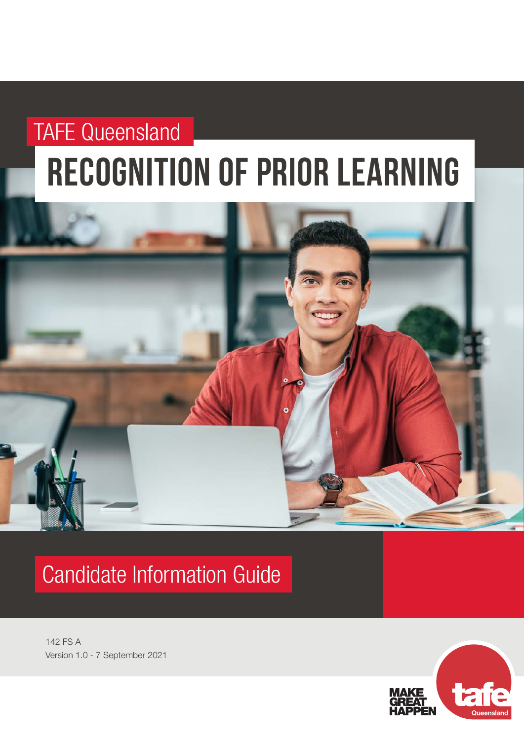TAFE Queensland

# RECOGNITION OF PRIOR LEARNING

## Candidate Information Guide

142 FS A
Version 1.0 - 7 September 2021

MAKE GREAT HAPPEN

tafe Queensland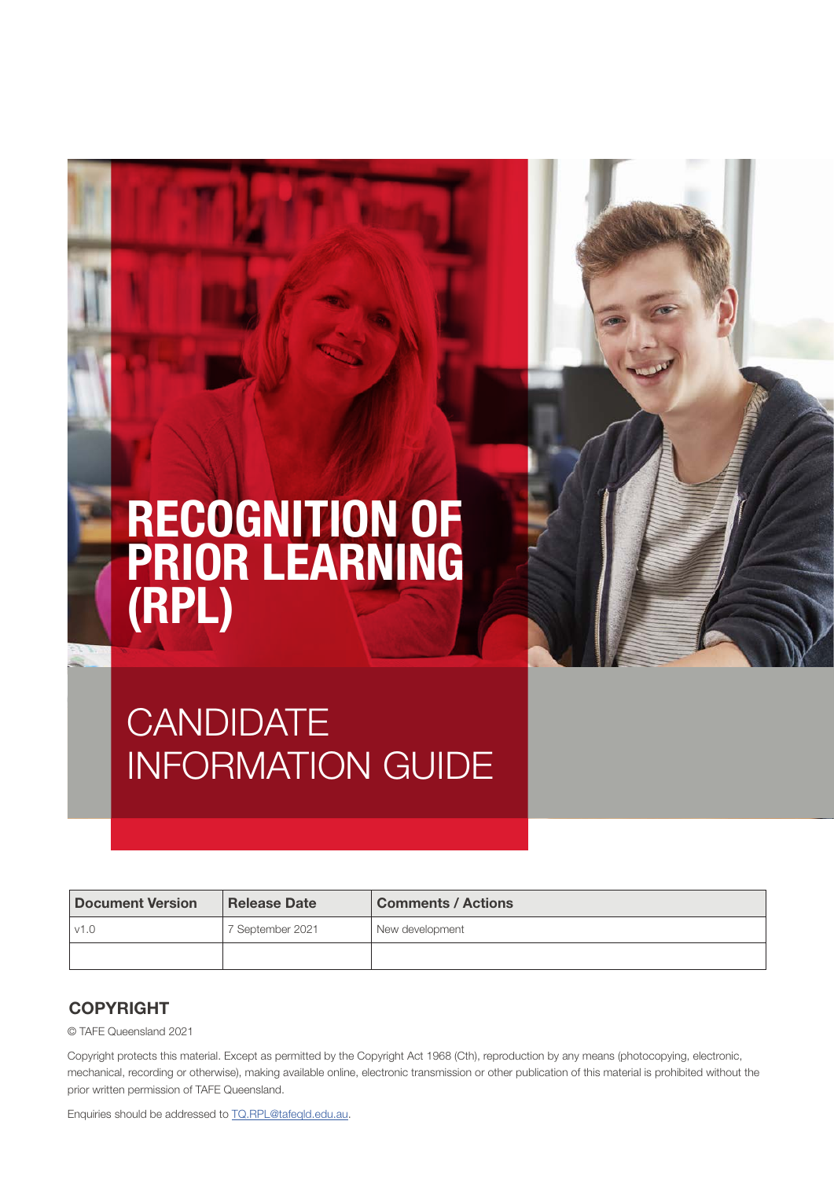# RECOGNITION OF PRIOR LEARNING (RPL)

## CANDIDATE INFORMATION GUIDE

| Document Version | Release Date | Comments / Actions |
| --- | --- | --- |
| v1.0 | 7 September 2021 | New development |
| | | |

### COPYRIGHT

© TAFE Queensland 2021

Copyright protects this material. Except as permitted by the Copyright Act 1968 (Cth), reproduction by any means (photocopying, electronic, mechanical, recording or otherwise), making available online, electronic transmission or other publication of this material is prohibited without the prior written permission of TAFE Queensland.

Enquiries should be addressed to TQ.RPL@tafeqld.edu.au.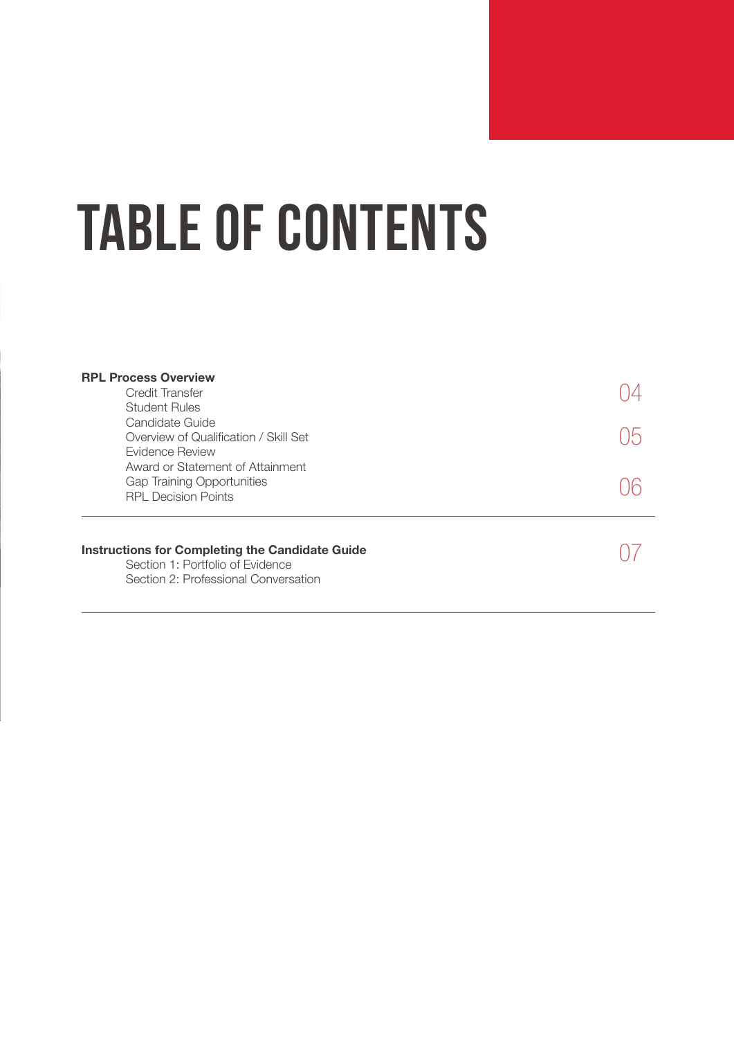# TABLE OF CONTENTS

**RPL Process Overview**

- Credit Transfer — 04
- Student Rules
- Candidate Guide
- Overview of Qualification / Skill Set — 05
- Evidence Review
- Award or Statement of Attainment
- Gap Training Opportunities — 06
- RPL Decision Points

---

**Instructions for Completing the Candidate Guide** — 07

- Section 1: Portfolio of Evidence
- Section 2: Professional Conversation

---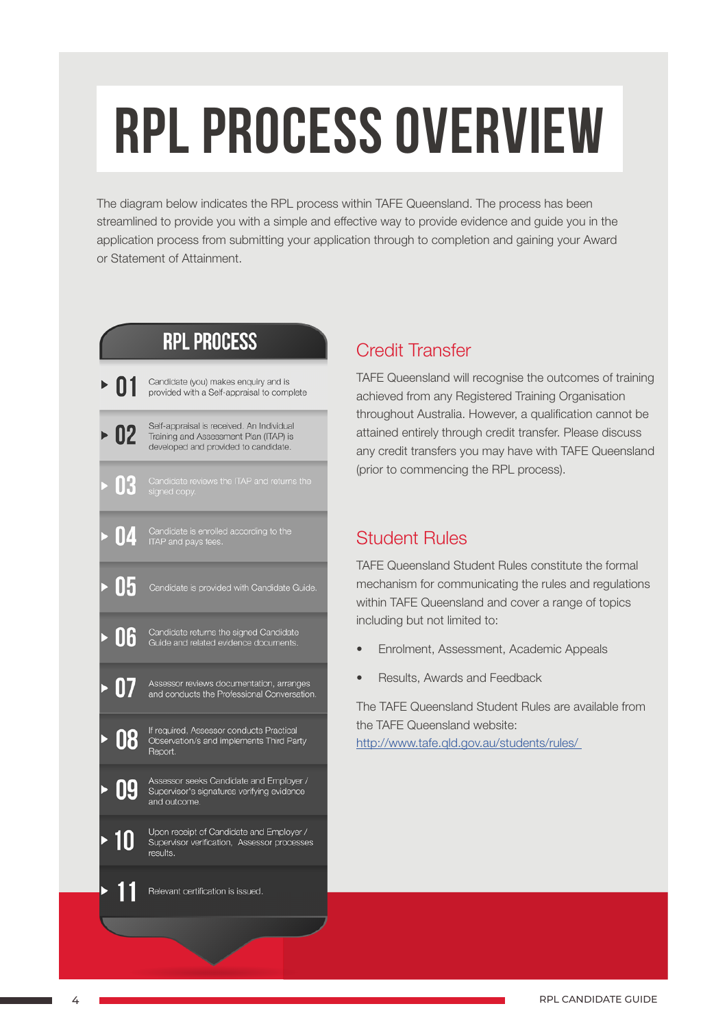# RPL PROCESS OVERVIEW

The diagram below indicates the RPL process within TAFE Queensland. The process has been streamlined to provide you with a simple and effective way to provide evidence and guide you in the application process from submitting your application through to completion and gaining your Award or Statement of Attainment.

## RPL PROCESS

- **01** Candidate (you) makes enquiry and is provided with a Self-appraisal to complete
- **02** Self-appraisal is received. An Individual Training and Assessment Plan (ITAP) is developed and provided to candidate.
- **03** Candidate reviews the ITAP and returns the signed copy.
- **04** Candidate is enrolled according to the ITAP and pays fees.
- **05** Candidate is provided with Candidate Guide.
- **06** Candidate returns the signed Candidate Guide and related evidence documents.
- **07** Assessor reviews documentation, arranges and conducts the Professional Conversation.
- **08** If required, Assessor conducts Practical Observation/s and implements Third Party Report.
- **09** Assessor seeks Candidate and Employer / Supervisor's signatures verifying evidence and outcome.
- **10** Upon receipt of Candidate and Employer / Supervisor verification, Assessor processes results.
- **11** Relevant certification is issued.

## Credit Transfer

TAFE Queensland will recognise the outcomes of training achieved from any Registered Training Organisation throughout Australia. However, a qualification cannot be attained entirely through credit transfer. Please discuss any credit transfers you may have with TAFE Queensland (prior to commencing the RPL process).

## Student Rules

TAFE Queensland Student Rules constitute the formal mechanism for communicating the rules and regulations within TAFE Queensland and cover a range of topics including but not limited to:

- Enrolment, Assessment, Academic Appeals
- Results, Awards and Feedback

The TAFE Queensland Student Rules are available from the TAFE Queensland website: http://www.tafe.qld.gov.au/students/rules/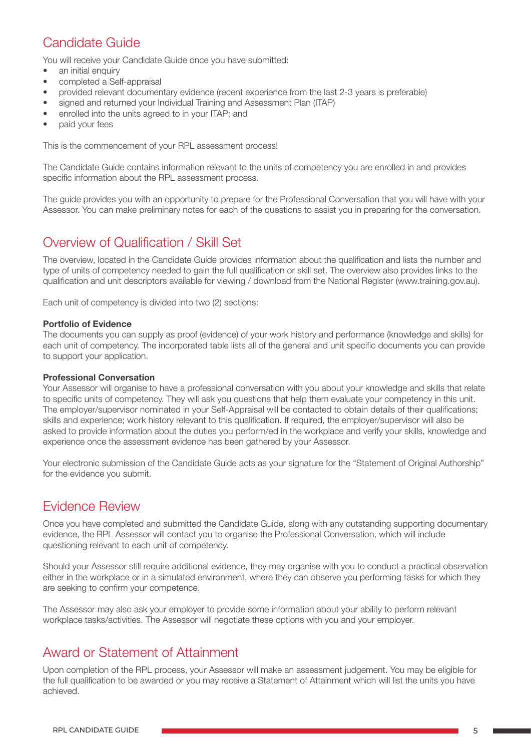## Candidate Guide

You will receive your Candidate Guide once you have submitted:

- an initial enquiry
- completed a Self-appraisal
- provided relevant documentary evidence (recent experience from the last 2-3 years is preferable)
- signed and returned your Individual Training and Assessment Plan (ITAP)
- enrolled into the units agreed to in your ITAP; and
- paid your fees

This is the commencement of your RPL assessment process!

The Candidate Guide contains information relevant to the units of competency you are enrolled in and provides specific information about the RPL assessment process.

The guide provides you with an opportunity to prepare for the Professional Conversation that you will have with your Assessor. You can make preliminary notes for each of the questions to assist you in preparing for the conversation.

## Overview of Qualification / Skill Set

The overview, located in the Candidate Guide provides information about the qualification and lists the number and type of units of competency needed to gain the full qualification or skill set. The overview also provides links to the qualification and unit descriptors available for viewing / download from the National Register (www.training.gov.au).

Each unit of competency is divided into two (2) sections:

**Portfolio of Evidence**
The documents you can supply as proof (evidence) of your work history and performance (knowledge and skills) for each unit of competency. The incorporated table lists all of the general and unit specific documents you can provide to support your application.

**Professional Conversation**
Your Assessor will organise to have a professional conversation with you about your knowledge and skills that relate to specific units of competency. They will ask you questions that help them evaluate your competency in this unit. The employer/supervisor nominated in your Self-Appraisal will be contacted to obtain details of their qualifications; skills and experience; work history relevant to this qualification. If required, the employer/supervisor will also be asked to provide information about the duties you perform/ed in the workplace and verify your skills, knowledge and experience once the assessment evidence has been gathered by your Assessor.

Your electronic submission of the Candidate Guide acts as your signature for the "Statement of Original Authorship" for the evidence you submit.

## Evidence Review

Once you have completed and submitted the Candidate Guide, along with any outstanding supporting documentary evidence, the RPL Assessor will contact you to organise the Professional Conversation, which will include questioning relevant to each unit of competency.

Should your Assessor still require additional evidence, they may organise with you to conduct a practical observation either in the workplace or in a simulated environment, where they can observe you performing tasks for which they are seeking to confirm your competence.

The Assessor may also ask your employer to provide some information about your ability to perform relevant workplace tasks/activities. The Assessor will negotiate these options with you and your employer.

## Award or Statement of Attainment

Upon completion of the RPL process, your Assessor will make an assessment judgement. You may be eligible for the full qualification to be awarded or you may receive a Statement of Attainment which will list the units you have achieved.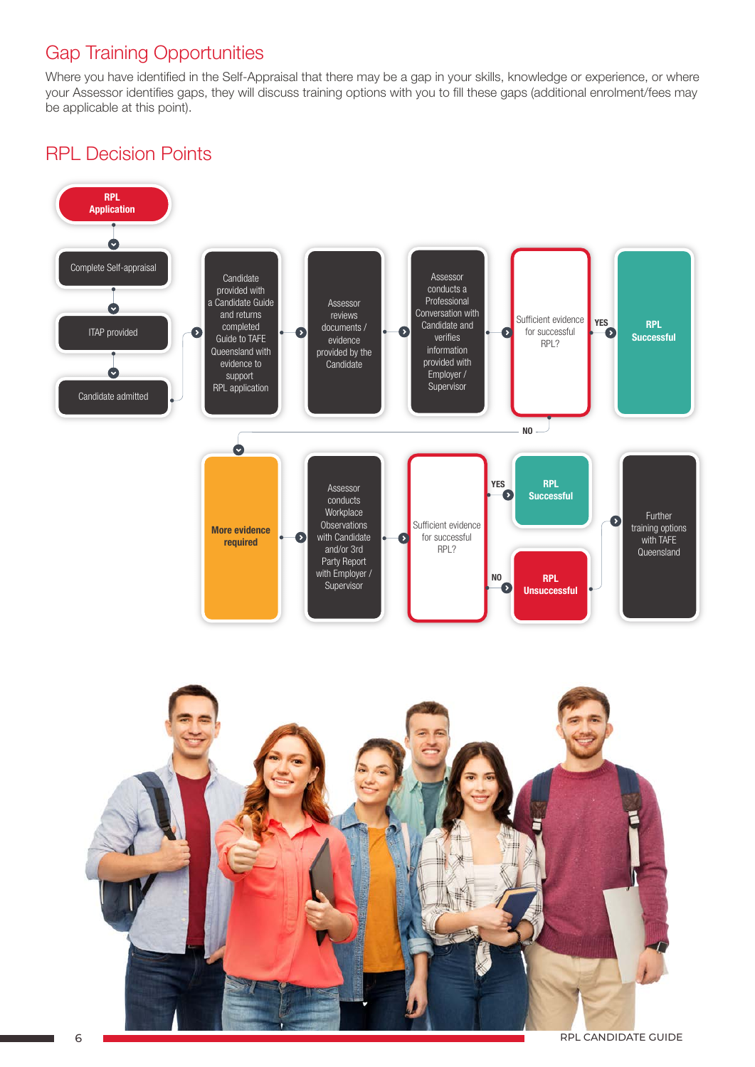## Gap Training Opportunities

Where you have identified in the Self-Appraisal that there may be a gap in your skills, knowledge or experience, or where your Assessor identifies gaps, they will discuss training options with you to fill these gaps (additional enrolment/fees may be applicable at this point).

## RPL Decision Points

**RPL Application**

Complete Self-appraisal

ITAP provided

Candidate admitted

Candidate provided with a Candidate Guide and returns completed Guide to TAFE Queensland with evidence to support RPL application

Assessor reviews documents / evidence provided by the Candidate

Assessor conducts a Professional Conversation with Candidate and verifies information provided with Employer / Supervisor

Sufficient evidence for successful RPL?

YES → **RPL Successful**

NO → **More evidence required**

Assessor conducts Workplace Observations with Candidate and/or 3rd Party Report with Employer / Supervisor

Sufficient evidence for successful RPL?

YES → **RPL Successful**

NO → **RPL Unsuccessful** → Further training options with TAFE Queensland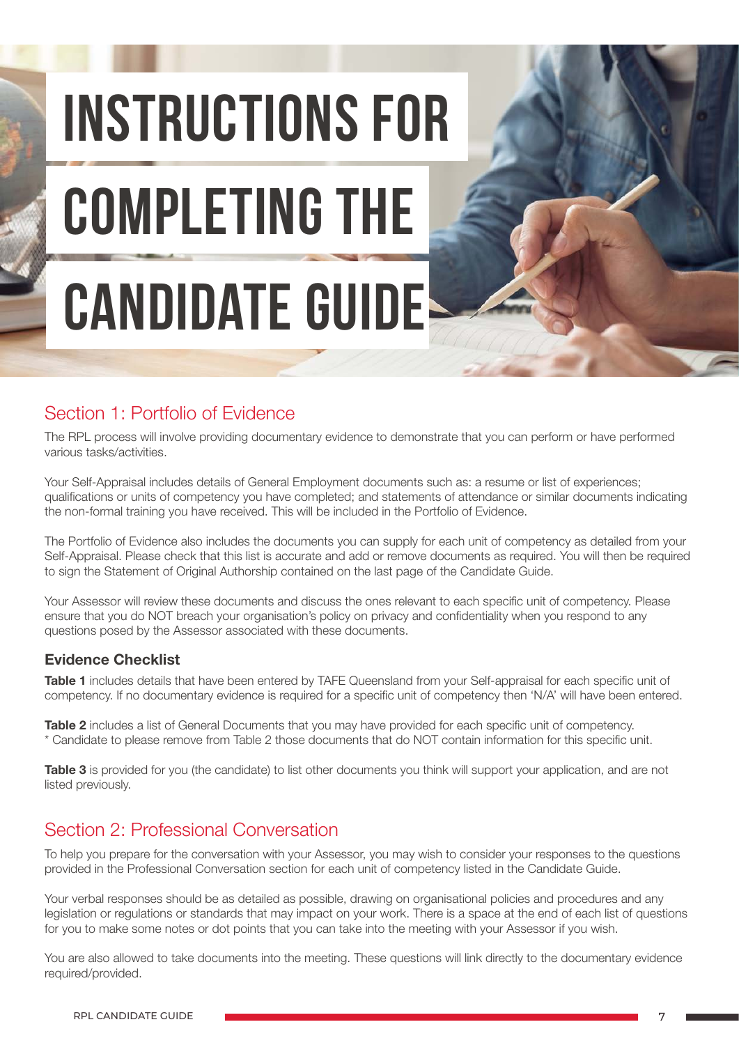# INSTRUCTIONS FOR COMPLETING THE CANDIDATE GUIDE

## Section 1: Portfolio of Evidence

The RPL process will involve providing documentary evidence to demonstrate that you can perform or have performed various tasks/activities.

Your Self-Appraisal includes details of General Employment documents such as: a resume or list of experiences; qualifications or units of competency you have completed; and statements of attendance or similar documents indicating the non-formal training you have received. This will be included in the Portfolio of Evidence.

The Portfolio of Evidence also includes the documents you can supply for each unit of competency as detailed from your Self-Appraisal. Please check that this list is accurate and add or remove documents as required. You will then be required to sign the Statement of Original Authorship contained on the last page of the Candidate Guide.

Your Assessor will review these documents and discuss the ones relevant to each specific unit of competency. Please ensure that you do NOT breach your organisation's policy on privacy and confidentiality when you respond to any questions posed by the Assessor associated with these documents.

### Evidence Checklist

**Table 1** includes details that have been entered by TAFE Queensland from your Self-appraisal for each specific unit of competency. If no documentary evidence is required for a specific unit of competency then 'N/A' will have been entered.

**Table 2** includes a list of General Documents that you may have provided for each specific unit of competency.
* Candidate to please remove from Table 2 those documents that do NOT contain information for this specific unit.

**Table 3** is provided for you (the candidate) to list other documents you think will support your application, and are not listed previously.

## Section 2: Professional Conversation

To help you prepare for the conversation with your Assessor, you may wish to consider your responses to the questions provided in the Professional Conversation section for each unit of competency listed in the Candidate Guide.

Your verbal responses should be as detailed as possible, drawing on organisational policies and procedures and any legislation or regulations or standards that may impact on your work. There is a space at the end of each list of questions for you to make some notes or dot points that you can take into the meeting with your Assessor if you wish.

You are also allowed to take documents into the meeting. These questions will link directly to the documentary evidence required/provided.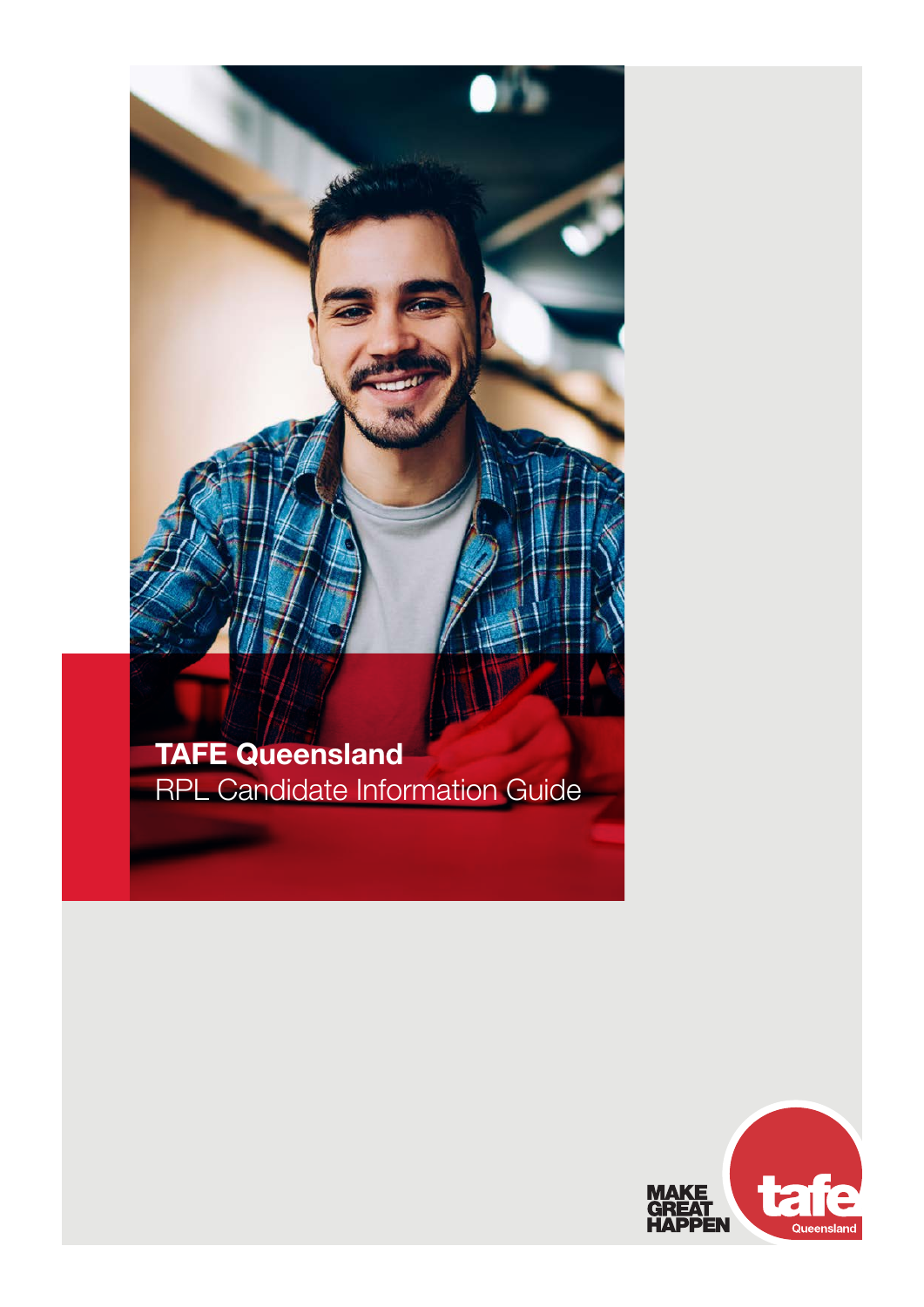**TAFE Queensland**
RPL Candidate Information Guide

MAKE GREAT HAPPEN

tafe Queensland